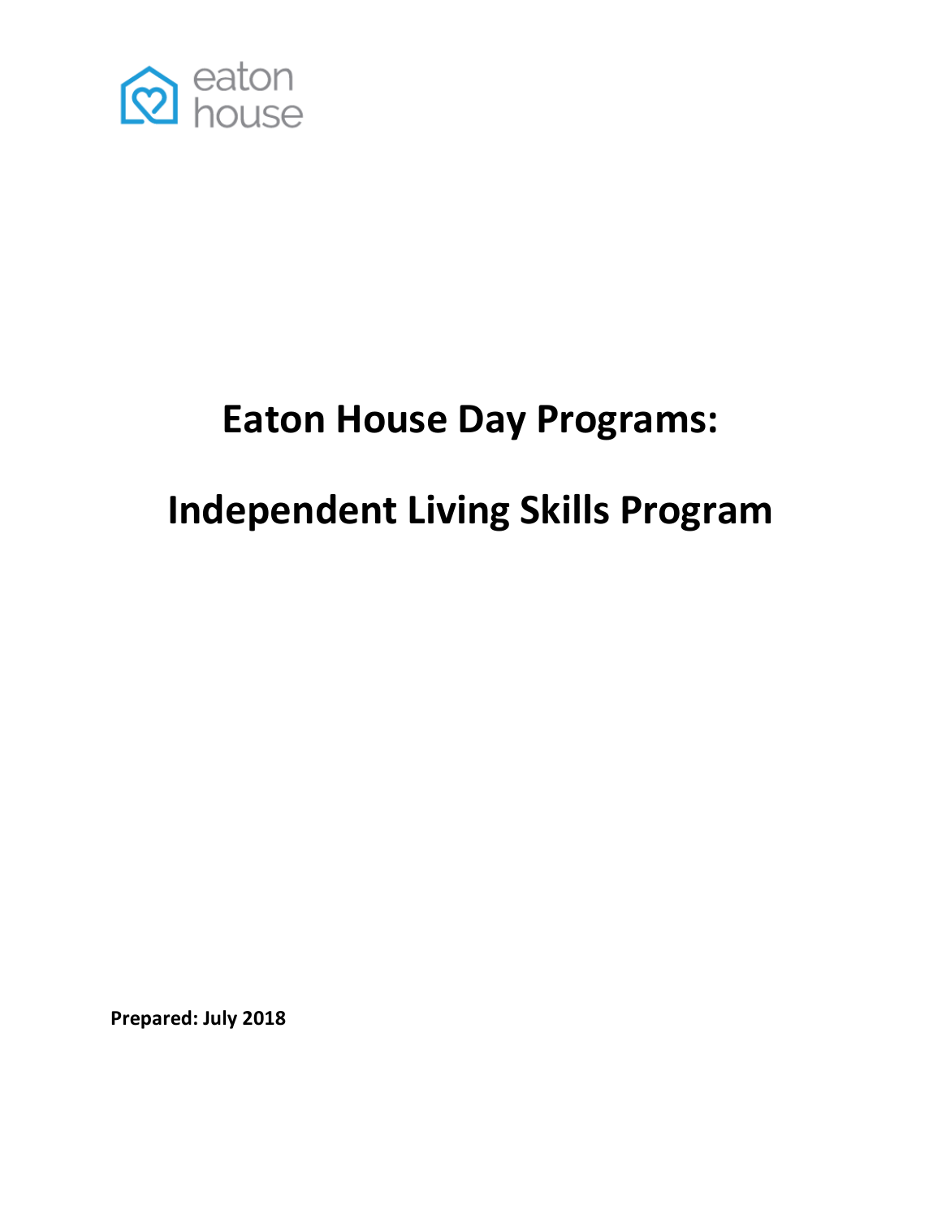eaton house

# Eaton House Day Programs:

# Independent Living Skills Program

**Prepared: July 2018**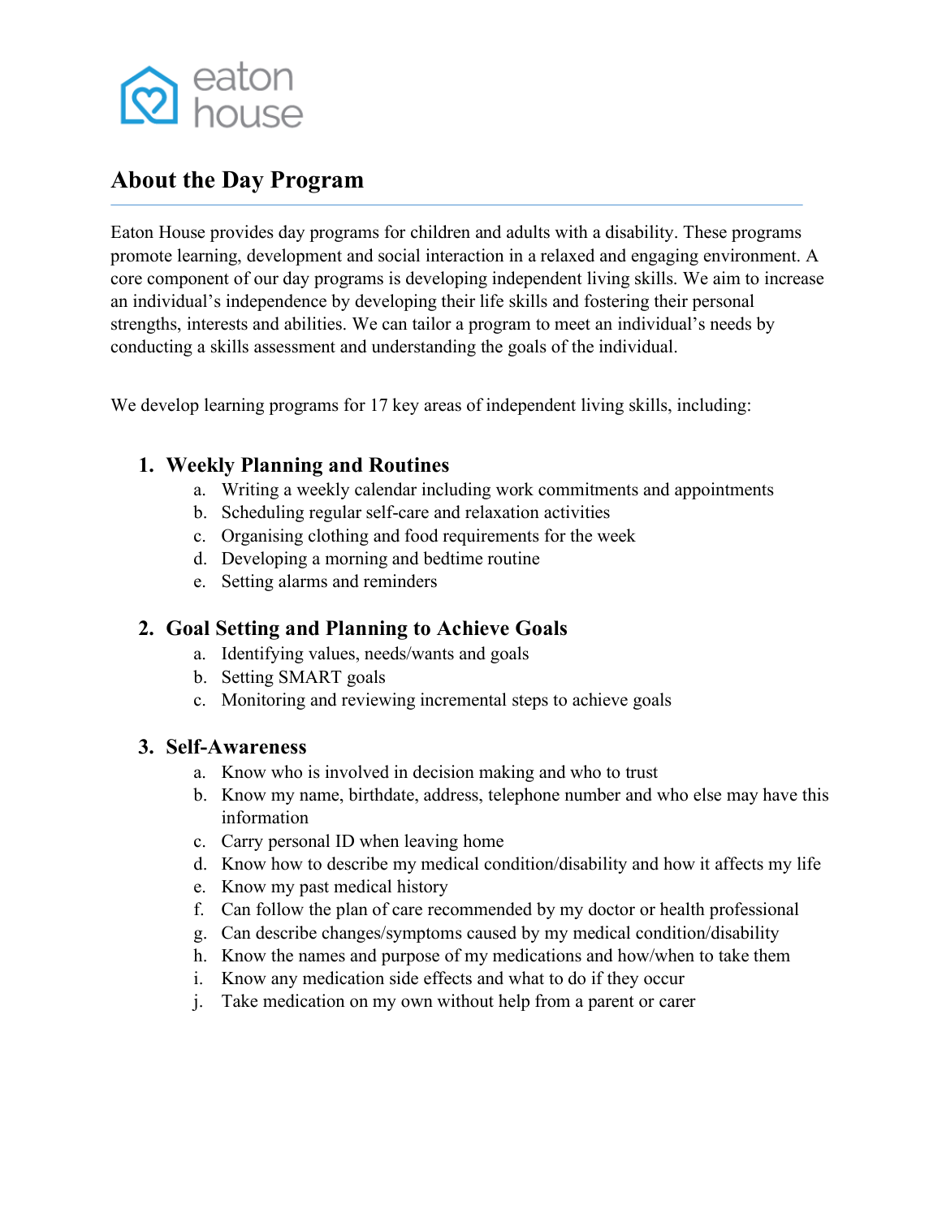eaton house

## About the Day Program

Eaton House provides day programs for children and adults with a disability. These programs promote learning, development and social interaction in a relaxed and engaging environment. A core component of our day programs is developing independent living skills. We aim to increase an individual's independence by developing their life skills and fostering their personal strengths, interests and abilities. We can tailor a program to meet an individual's needs by conducting a skills assessment and understanding the goals of the individual.

We develop learning programs for 17 key areas of independent living skills, including:

### 1. Weekly Planning and Routines

a. Writing a weekly calendar including work commitments and appointments
b. Scheduling regular self-care and relaxation activities
c. Organising clothing and food requirements for the week
d. Developing a morning and bedtime routine
e. Setting alarms and reminders

### 2. Goal Setting and Planning to Achieve Goals

a. Identifying values, needs/wants and goals
b. Setting SMART goals
c. Monitoring and reviewing incremental steps to achieve goals

### 3. Self-Awareness

a. Know who is involved in decision making and who to trust
b. Know my name, birthdate, address, telephone number and who else may have this information
c. Carry personal ID when leaving home
d. Know how to describe my medical condition/disability and how it affects my life
e. Know my past medical history
f. Can follow the plan of care recommended by my doctor or health professional
g. Can describe changes/symptoms caused by my medical condition/disability
h. Know the names and purpose of my medications and how/when to take them
i. Know any medication side effects and what to do if they occur
j. Take medication on my own without help from a parent or carer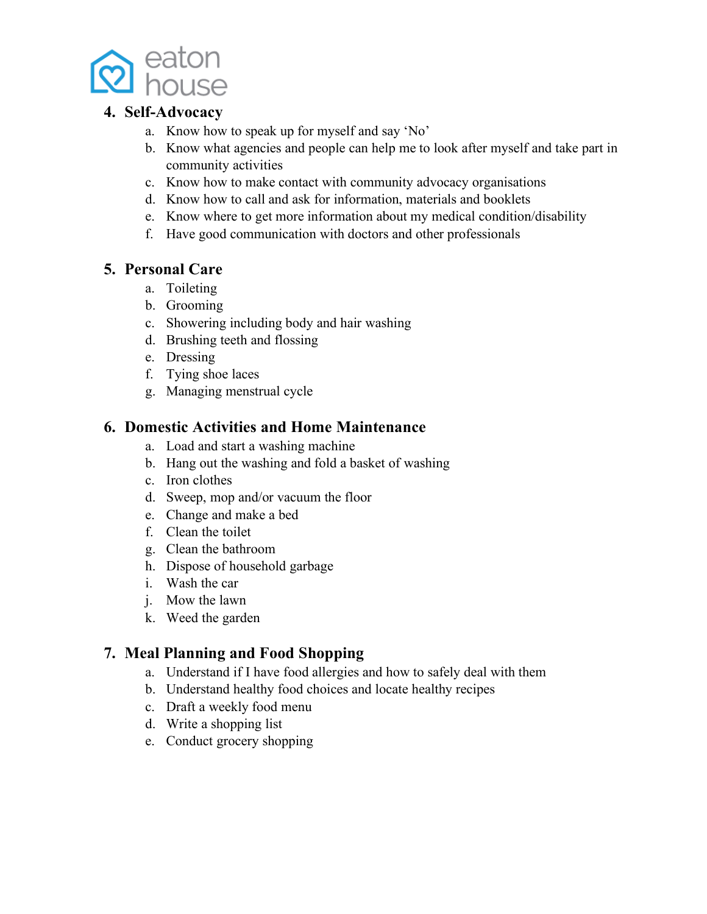4. **Self-Advocacy**
    a. Know how to speak up for myself and say 'No'
    b. Know what agencies and people can help me to look after myself and take part in community activities
    c. Know how to make contact with community advocacy organisations
    d. Know how to call and ask for information, materials and booklets
    e. Know where to get more information about my medical condition/disability
    f. Have good communication with doctors and other professionals

5. **Personal Care**
    a. Toileting
    b. Grooming
    c. Showering including body and hair washing
    d. Brushing teeth and flossing
    e. Dressing
    f. Tying shoe laces
    g. Managing menstrual cycle

6. **Domestic Activities and Home Maintenance**
    a. Load and start a washing machine
    b. Hang out the washing and fold a basket of washing
    c. Iron clothes
    d. Sweep, mop and/or vacuum the floor
    e. Change and make a bed
    f. Clean the toilet
    g. Clean the bathroom
    h. Dispose of household garbage
    i. Wash the car
    j. Mow the lawn
    k. Weed the garden

7. **Meal Planning and Food Shopping**
    a. Understand if I have food allergies and how to safely deal with them
    b. Understand healthy food choices and locate healthy recipes
    c. Draft a weekly food menu
    d. Write a shopping list
    e. Conduct grocery shopping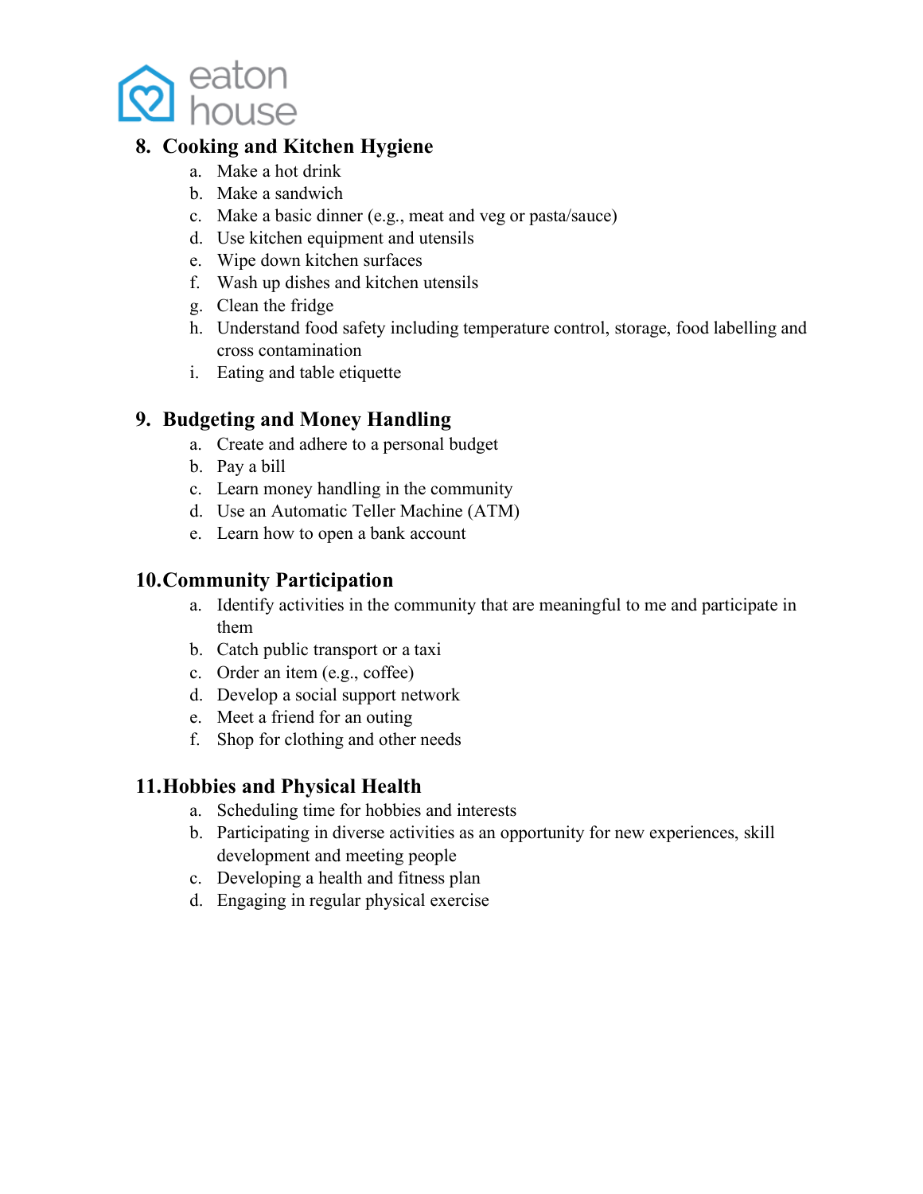## 8. Cooking and Kitchen Hygiene

a. Make a hot drink
b. Make a sandwich
c. Make a basic dinner (e.g., meat and veg or pasta/sauce)
d. Use kitchen equipment and utensils
e. Wipe down kitchen surfaces
f. Wash up dishes and kitchen utensils
g. Clean the fridge
h. Understand food safety including temperature control, storage, food labelling and cross contamination
i. Eating and table etiquette

## 9. Budgeting and Money Handling

a. Create and adhere to a personal budget
b. Pay a bill
c. Learn money handling in the community
d. Use an Automatic Teller Machine (ATM)
e. Learn how to open a bank account

## 10. Community Participation

a. Identify activities in the community that are meaningful to me and participate in them
b. Catch public transport or a taxi
c. Order an item (e.g., coffee)
d. Develop a social support network
e. Meet a friend for an outing
f. Shop for clothing and other needs

## 11. Hobbies and Physical Health

a. Scheduling time for hobbies and interests
b. Participating in diverse activities as an opportunity for new experiences, skill development and meeting people
c. Developing a health and fitness plan
d. Engaging in regular physical exercise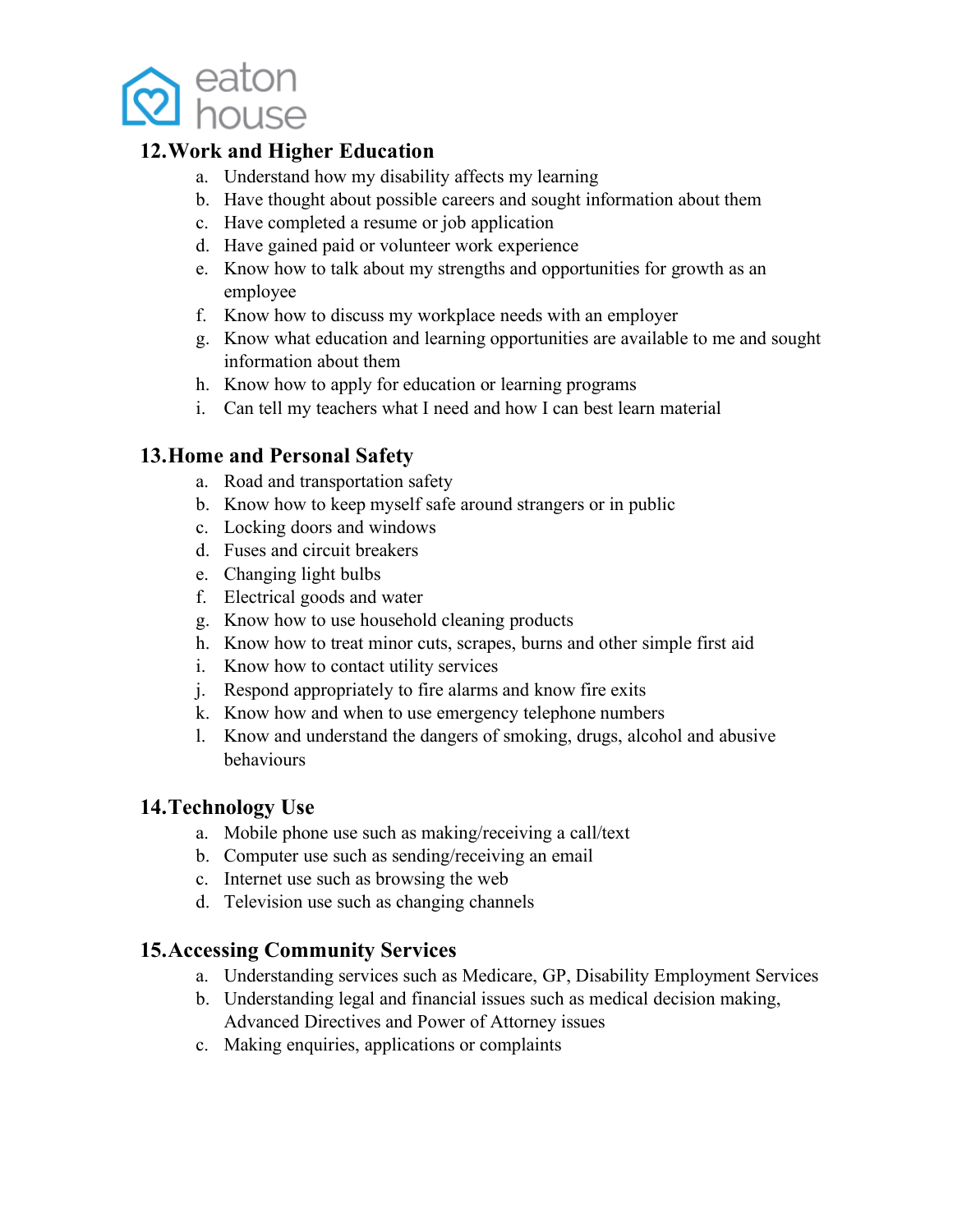## 12. Work and Higher Education

a. Understand how my disability affects my learning
b. Have thought about possible careers and sought information about them
c. Have completed a resume or job application
d. Have gained paid or volunteer work experience
e. Know how to talk about my strengths and opportunities for growth as an employee
f. Know how to discuss my workplace needs with an employer
g. Know what education and learning opportunities are available to me and sought information about them
h. Know how to apply for education or learning programs
i. Can tell my teachers what I need and how I can best learn material

## 13. Home and Personal Safety

a. Road and transportation safety
b. Know how to keep myself safe around strangers or in public
c. Locking doors and windows
d. Fuses and circuit breakers
e. Changing light bulbs
f. Electrical goods and water
g. Know how to use household cleaning products
h. Know how to treat minor cuts, scrapes, burns and other simple first aid
i. Know how to contact utility services
j. Respond appropriately to fire alarms and know fire exits
k. Know how and when to use emergency telephone numbers
l. Know and understand the dangers of smoking, drugs, alcohol and abusive behaviours

## 14. Technology Use

a. Mobile phone use such as making/receiving a call/text
b. Computer use such as sending/receiving an email
c. Internet use such as browsing the web
d. Television use such as changing channels

## 15. Accessing Community Services

a. Understanding services such as Medicare, GP, Disability Employment Services
b. Understanding legal and financial issues such as medical decision making, Advanced Directives and Power of Attorney issues
c. Making enquiries, applications or complaints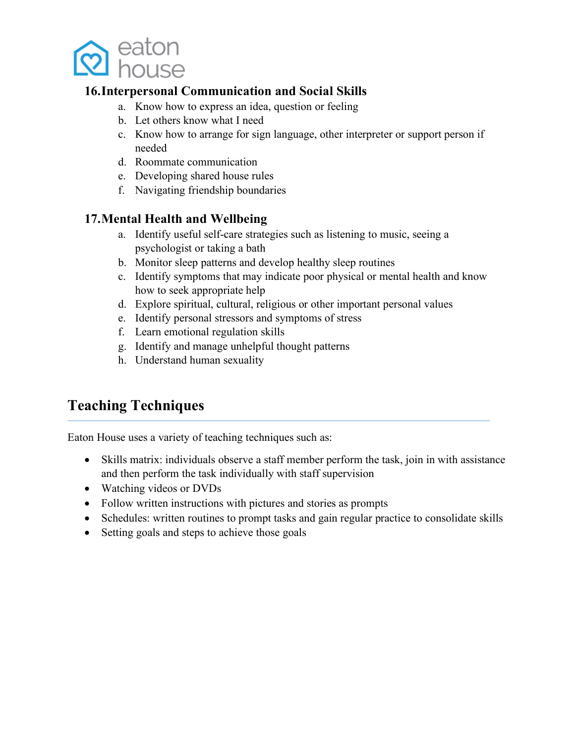### 16. Interpersonal Communication and Social Skills

a. Know how to express an idea, question or feeling
b. Let others know what I need
c. Know how to arrange for sign language, other interpreter or support person if needed
d. Roommate communication
e. Developing shared house rules
f. Navigating friendship boundaries

### 17. Mental Health and Wellbeing

a. Identify useful self-care strategies such as listening to music, seeing a psychologist or taking a bath
b. Monitor sleep patterns and develop healthy sleep routines
c. Identify symptoms that may indicate poor physical or mental health and know how to seek appropriate help
d. Explore spiritual, cultural, religious or other important personal values
e. Identify personal stressors and symptoms of stress
f. Learn emotional regulation skills
g. Identify and manage unhelpful thought patterns
h. Understand human sexuality

## Teaching Techniques

Eaton House uses a variety of teaching techniques such as:

- Skills matrix: individuals observe a staff member perform the task, join in with assistance and then perform the task individually with staff supervision
- Watching videos or DVDs
- Follow written instructions with pictures and stories as prompts
- Schedules: written routines to prompt tasks and gain regular practice to consolidate skills
- Setting goals and steps to achieve those goals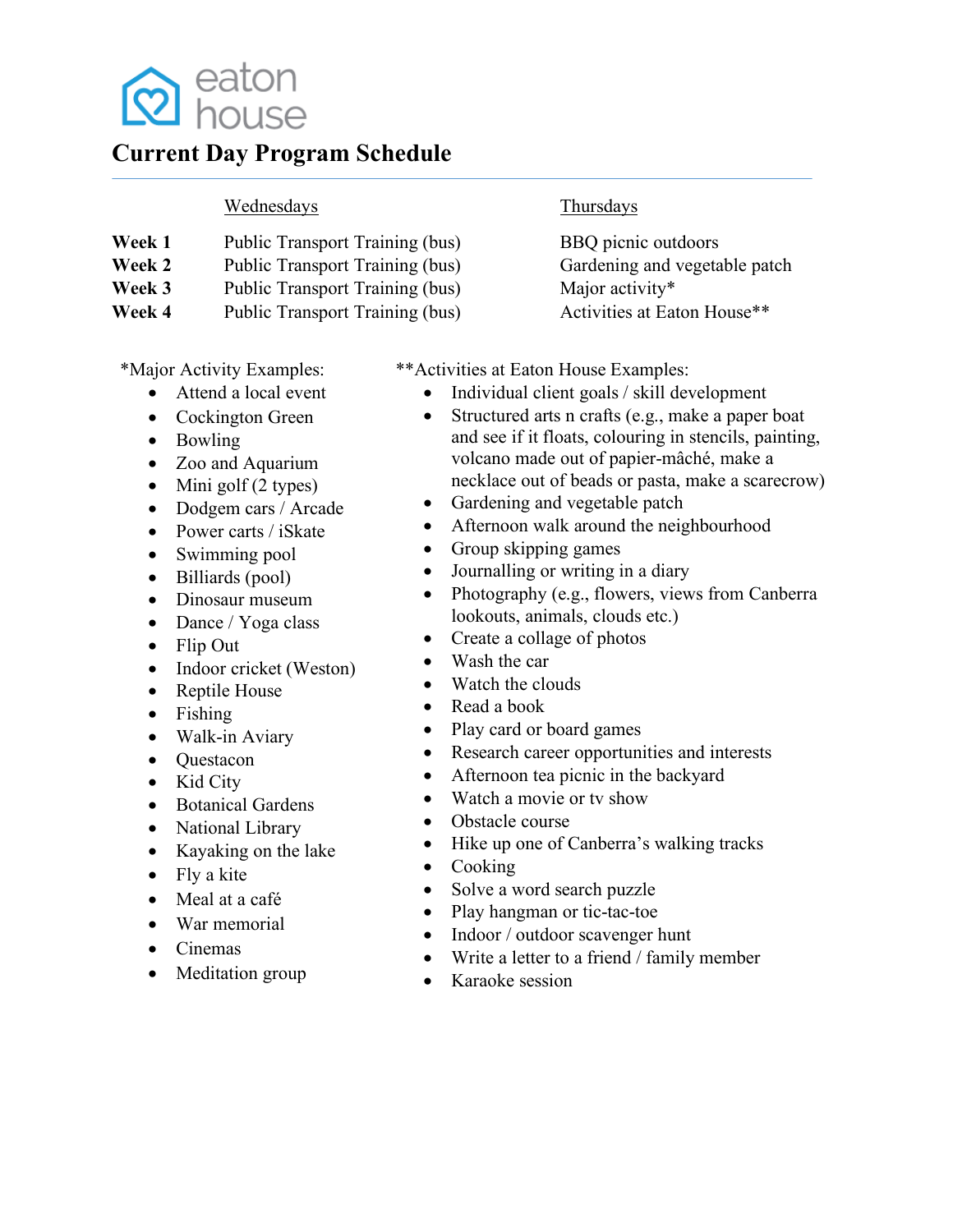eaton house

# Current Day Program Schedule

| | Wednesdays | Thursdays |
|---|---|---|
| **Week 1** | Public Transport Training (bus) | BBQ picnic outdoors |
| **Week 2** | Public Transport Training (bus) | Gardening and vegetable patch |
| **Week 3** | Public Transport Training (bus) | Major activity* |
| **Week 4** | Public Transport Training (bus) | Activities at Eaton House** |

*Major Activity Examples:

- Attend a local event
- Cockington Green
- Bowling
- Zoo and Aquarium
- Mini golf (2 types)
- Dodgem cars / Arcade
- Power carts / iSkate
- Swimming pool
- Billiards (pool)
- Dinosaur museum
- Dance / Yoga class
- Flip Out
- Indoor cricket (Weston)
- Reptile House
- Fishing
- Walk-in Aviary
- Questacon
- Kid City
- Botanical Gardens
- National Library
- Kayaking on the lake
- Fly a kite
- Meal at a café
- War memorial
- Cinemas
- Meditation group

**Activities at Eaton House Examples:

- Individual client goals / skill development
- Structured arts n crafts (e.g., make a paper boat and see if it floats, colouring in stencils, painting, volcano made out of papier-mâché, make a necklace out of beads or pasta, make a scarecrow)
- Gardening and vegetable patch
- Afternoon walk around the neighbourhood
- Group skipping games
- Journalling or writing in a diary
- Photography (e.g., flowers, views from Canberra lookouts, animals, clouds etc.)
- Create a collage of photos
- Wash the car
- Watch the clouds
- Read a book
- Play card or board games
- Research career opportunities and interests
- Afternoon tea picnic in the backyard
- Watch a movie or tv show
- Obstacle course
- Hike up one of Canberra's walking tracks
- Cooking
- Solve a word search puzzle
- Play hangman or tic-tac-toe
- Indoor / outdoor scavenger hunt
- Write a letter to a friend / family member
- Karaoke session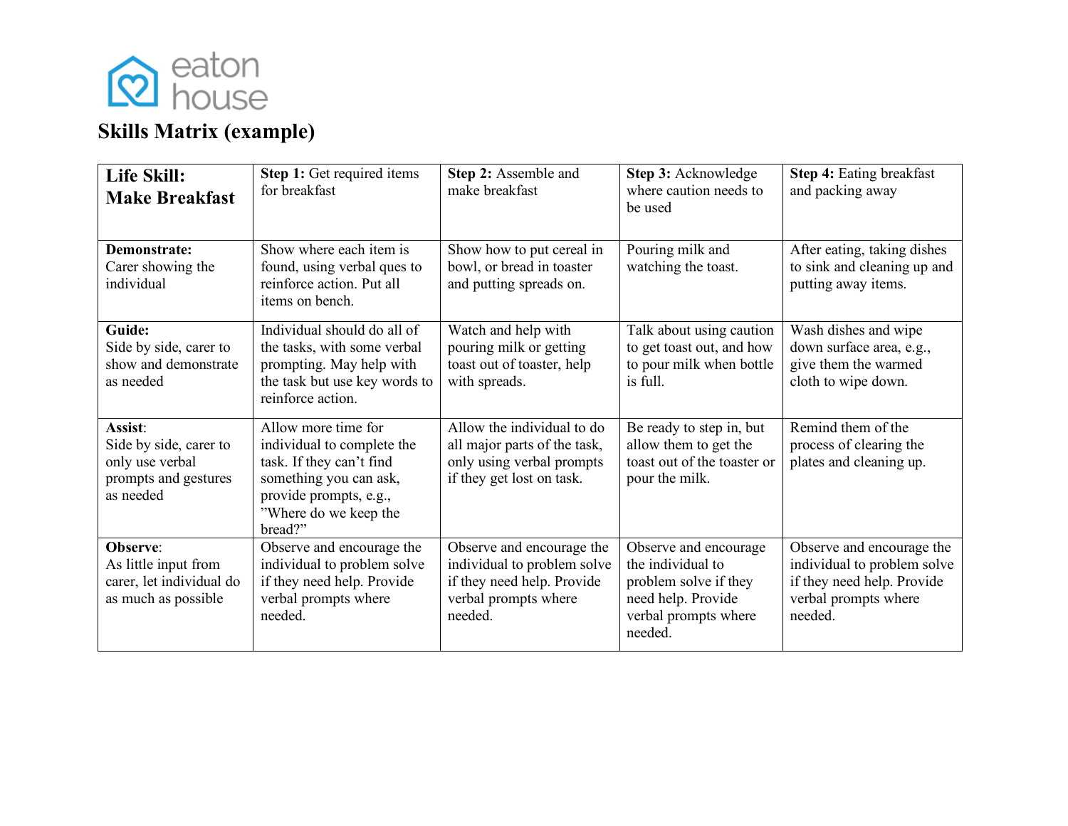eaton house

# Skills Matrix (example)

| **Life Skill: Make Breakfast** | **Step 1:** Get required items for breakfast | **Step 2:** Assemble and make breakfast | **Step 3:** Acknowledge where caution needs to be used | **Step 4:** Eating breakfast and packing away |
|---|---|---|---|---|
| **Demonstrate:** Carer showing the individual | Show where each item is found, using verbal ques to reinforce action. Put all items on bench. | Show how to put cereal in bowl, or bread in toaster and putting spreads on. | Pouring milk and watching the toast. | After eating, taking dishes to sink and cleaning up and putting away items. |
| **Guide:** Side by side, carer to show and demonstrate as needed | Individual should do all of the tasks, with some verbal prompting. May help with the task but use key words to reinforce action. | Watch and help with pouring milk or getting toast out of toaster, help with spreads. | Talk about using caution to get toast out, and how to pour milk when bottle is full. | Wash dishes and wipe down surface area, e.g., give them the warmed cloth to wipe down. |
| **Assist**: Side by side, carer to only use verbal prompts and gestures as needed | Allow more time for individual to complete the task. If they can't find something you can ask, provide prompts, e.g., "Where do we keep the bread?" | Allow the individual to do all major parts of the task, only using verbal prompts if they get lost on task. | Be ready to step in, but allow them to get the toast out of the toaster or pour the milk. | Remind them of the process of clearing the plates and cleaning up. |
| **Observe**: As little input from carer, let individual do as much as possible | Observe and encourage the individual to problem solve if they need help. Provide verbal prompts where needed. | Observe and encourage the individual to problem solve if they need help. Provide verbal prompts where needed. | Observe and encourage the individual to problem solve if they need help. Provide verbal prompts where needed. | Observe and encourage the individual to problem solve if they need help. Provide verbal prompts where needed. |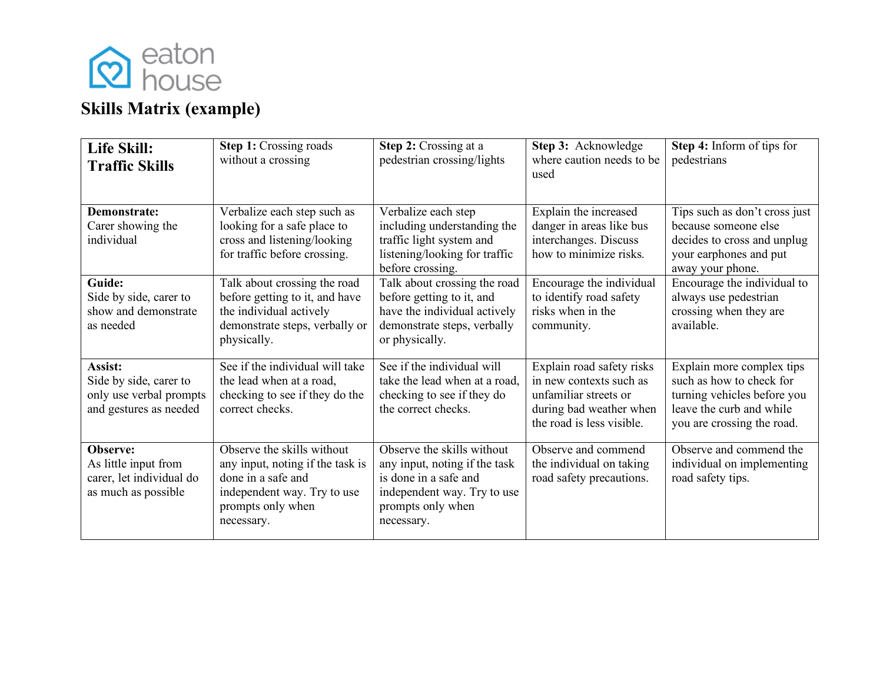eaton house

## Skills Matrix (example)

| **Life Skill: Traffic Skills** | **Step 1:** Crossing roads without a crossing | **Step 2:** Crossing at a pedestrian crossing/lights | **Step 3:** Acknowledge where caution needs to be used | **Step 4:** Inform of tips for pedestrians |
|---|---|---|---|---|
| **Demonstrate:** Carer showing the individual | Verbalize each step such as looking for a safe place to cross and listening/looking for traffic before crossing. | Verbalize each step including understanding the traffic light system and listening/looking for traffic before crossing. | Explain the increased danger in areas like bus interchanges. Discuss how to minimize risks. | Tips such as don't cross just because someone else decides to cross and unplug your earphones and put away your phone. |
| **Guide:** Side by side, carer to show and demonstrate as needed | Talk about crossing the road before getting to it, and have the individual actively demonstrate steps, verbally or physically. | Talk about crossing the road before getting to it, and have the individual actively demonstrate steps, verbally or physically. | Encourage the individual to identify road safety risks when in the community. | Encourage the individual to always use pedestrian crossing when they are available. |
| **Assist:** Side by side, carer to only use verbal prompts and gestures as needed | See if the individual will take the lead when at a road, checking to see if they do the correct checks. | See if the individual will take the lead when at a road, checking to see if they do the correct checks. | Explain road safety risks in new contexts such as unfamiliar streets or during bad weather when the road is less visible. | Explain more complex tips such as how to check for turning vehicles before you leave the curb and while you are crossing the road. |
| **Observe:** As little input from carer, let individual do as much as possible | Observe the skills without any input, noting if the task is done in a safe and independent way. Try to use prompts only when necessary. | Observe the skills without any input, noting if the task is done in a safe and independent way. Try to use prompts only when necessary. | Observe and commend the individual on taking road safety precautions. | Observe and commend the individual on implementing road safety tips. |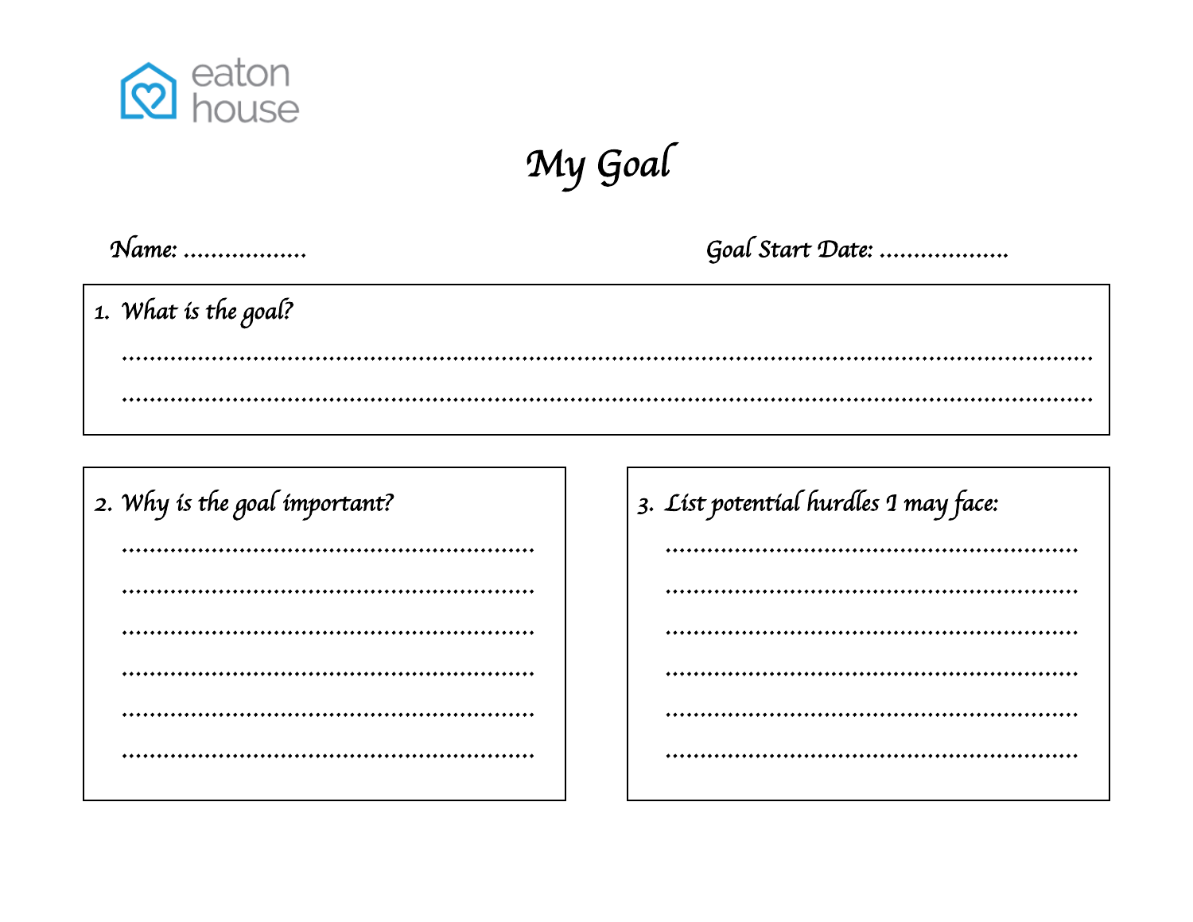eaton house

# My Goal

Name: ..................                                                          Goal Start Date: ...................

1. What is the goal?

.......................................................................................................................................

.......................................................................................................................................

2. Why is the goal important?

..........................................................

..........................................................

..........................................................

..........................................................

..........................................................

..........................................................

3. List potential hurdles I may face:

..........................................................

..........................................................

..........................................................

..........................................................

..........................................................

..........................................................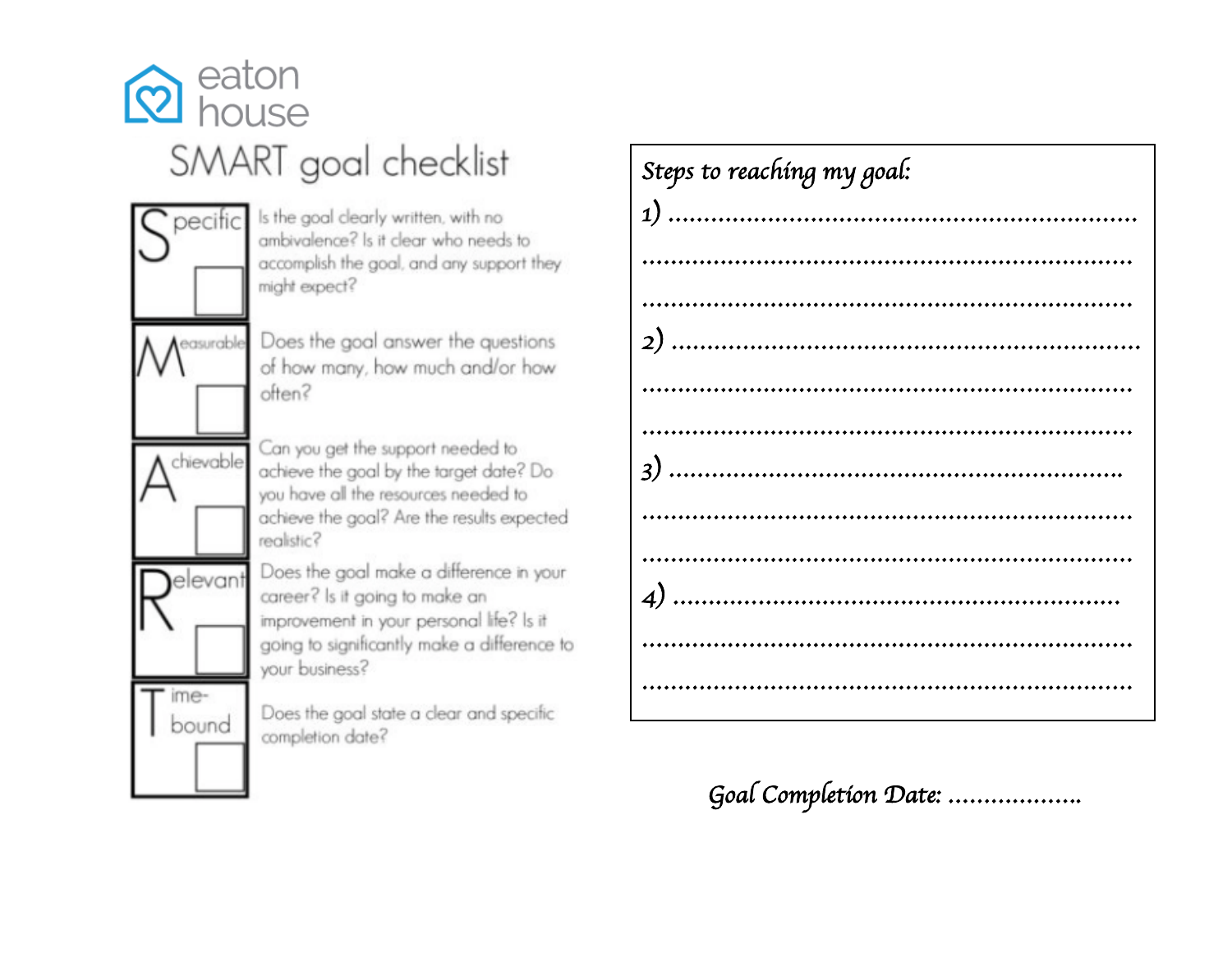eaton house

# SMART goal checklist

| | |
|---|---|
| **S**pecific ☐ | Is the goal clearly written, with no ambivalence? Is it clear who needs to accomplish the goal, and any support they might expect? |
| **M**easurable ☐ | Does the goal answer the questions of how many, how much and/or how often? |
| **A**chievable ☐ | Can you get the support needed to achieve the goal by the target date? Do you have all the resources needed to achieve the goal? Are the results expected realistic? |
| **R**elevant ☐ | Does the goal make a difference in your career? Is it going to make an improvement in your personal life? Is it going to significantly make a difference to your business? |
| **T**ime-bound ☐ | Does the goal state a clear and specific completion date? |

*Steps to reaching my goal:*

1) ..............................................................
..............................................................
..............................................................

2) ..............................................................
..............................................................
..............................................................

3) ..............................................................
..............................................................
..............................................................

4) ..............................................................
..............................................................
..............................................................

*Goal Completion Date:* ..................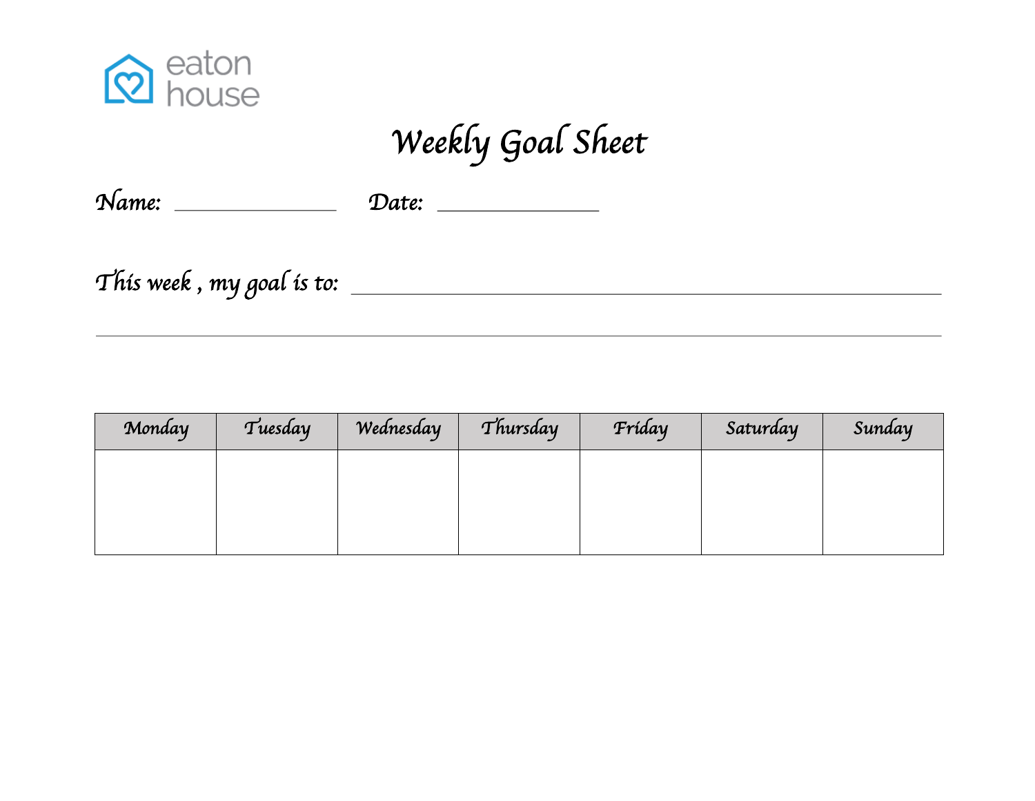eaton house

# Weekly Goal Sheet

Name: ________________ Date: ________________

This week , my goal is to: ____________________________________________

______________________________________________________________________

| Monday | Tuesday | Wednesday | Thursday | Friday | Saturday | Sunday |
|---|---|---|---|---|---|---|
| | | | | | | |